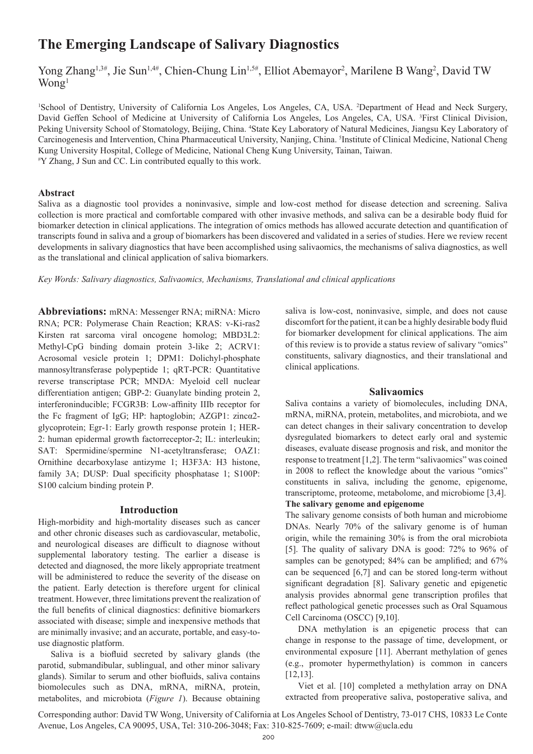# The Emerging Landscape of Salivary Diagnostics

Yong Zhang[1,3#], Jie Sun[1,4#], Chien-Chung Lin[1,5#], Elliot Abemayor[2], Marilene B Wang[2], David TW Wong[1]

[1]School of Dentistry, University of California Los Angeles, Los Angeles, CA, USA. [2]Department of Head and Neck Surgery, David Geffen School of Medicine at University of California Los Angeles, Los Angeles, CA, USA. [3]First Clinical Division, Peking University School of Stomatology, Beijing, China. [4]State Key Laboratory of Natural Medicines, Jiangsu Key Laboratory of Carcinogenesis and Intervention, China Pharmaceutical University, Nanjing, China. [5]Institute of Clinical Medicine, National Cheng Kung University Hospital, College of Medicine, National Cheng Kung University, Tainan, Taiwan.
[#]Y Zhang, J Sun and CC. Lin contributed equally to this work.

### Abstract

Saliva as a diagnostic tool provides a noninvasive, simple and low-cost method for disease detection and screening. Saliva collection is more practical and comfortable compared with other invasive methods, and saliva can be a desirable body fluid for biomarker detection in clinical applications. The integration of omics methods has allowed accurate detection and quantification of transcripts found in saliva and a group of biomarkers has been discovered and validated in a series of studies. Here we review recent developments in salivary diagnostics that have been accomplished using salivaomics, the mechanisms of saliva diagnostics, as well as the translational and clinical application of saliva biomarkers.

*Key Words: Salivary diagnostics, Salivaomics, Mechanisms, Translational and clinical applications*

**Abbreviations:** mRNA: Messenger RNA; miRNA: Micro RNA; PCR: Polymerase Chain Reaction; KRAS: v-Ki-ras2 Kirsten rat sarcoma viral oncogene homolog; MBD3L2: Methyl-CpG binding domain protein 3-like 2; ACRV1: Acrosomal vesicle protein 1; DPM1: Dolichyl-phosphate mannosyltransferase polypeptide 1; qRT-PCR: Quantitative reverse transcriptase PCR; MNDA: Myeloid cell nuclear differentiation antigen; GBP-2: Guanylate binding protein 2, interferoninducible; FCGR3B: Low-affinity IIIb receptor for the Fc fragment of IgG; HP: haptoglobin; AZGP1: zincα2-glycoprotein; Egr-1: Early growth response protein 1; HER-2: human epidermal growth factorreceptor-2; IL: interleukin; SAT: Spermidine/spermine N1-acetyltransferase; OAZ1: Ornithine decarboxylase antizyme 1; H3F3A: H3 histone, family 3A; DUSP: Dual specificity phosphatase 1; S100P: S100 calcium binding protein P.

## Introduction

High-morbidity and high-mortality diseases such as cancer and other chronic diseases such as cardiovascular, metabolic, and neurological diseases are difficult to diagnose without supplemental laboratory testing. The earlier a disease is detected and diagnosed, the more likely appropriate treatment will be administered to reduce the severity of the disease on the patient. Early detection is therefore urgent for clinical treatment. However, three limitations prevent the realization of the full benefits of clinical diagnostics: definitive biomarkers associated with disease; simple and inexpensive methods that are minimally invasive; and an accurate, portable, and easy-to-use diagnostic platform.

Saliva is a biofluid secreted by salivary glands (the parotid, submandibular, sublingual, and other minor salivary glands). Similar to serum and other biofluids, saliva contains biomolecules such as DNA, mRNA, miRNA, protein, metabolites, and microbiota (*Figure 1*). Because obtaining saliva is low-cost, noninvasive, simple, and does not cause discomfort for the patient, it can be a highly desirable body fluid for biomarker development for clinical applications. The aim of this review is to provide a status review of salivary "omics" constituents, salivary diagnostics, and their translational and clinical applications.

## Salivaomics

Saliva contains a variety of biomolecules, including DNA, mRNA, miRNA, protein, metabolites, and microbiota, and we can detect changes in their salivary concentration to develop dysregulated biomarkers to detect early oral and systemic diseases, evaluate disease prognosis and risk, and monitor the response to treatment [1,2]. The term "salivaomics" was coined in 2008 to reflect the knowledge about the various "omics" constituents in saliva, including the genome, epigenome, transcriptome, proteome, metabolome, and microbiome [3,4].

### The salivary genome and epigenome

The salivary genome consists of both human and microbiome DNAs. Nearly 70% of the salivary genome is of human origin, while the remaining 30% is from the oral microbiota [5]. The quality of salivary DNA is good: 72% to 96% of samples can be genotyped; 84% can be amplified; and 67% can be sequenced [6,7] and can be stored long-term without significant degradation [8]. Salivary genetic and epigenetic analysis provides abnormal gene transcription profiles that reflect pathological genetic processes such as Oral Squamous Cell Carcinoma (OSCC) [9,10].

DNA methylation is an epigenetic process that can change in response to the passage of time, development, or environmental exposure [11]. Aberrant methylation of genes (e.g., promoter hypermethylation) is common in cancers [12,13].

Viet et al. [10] completed a methylation array on DNA extracted from preoperative saliva, postoperative saliva, and

Corresponding author: David TW Wong, University of California at Los Angeles School of Dentistry, 73-017 CHS, 10833 Le Conte Avenue, Los Angeles, CA 90095, USA, Tel: 310-206-3048; Fax: 310-825-7609; e-mail: dtww@ucla.edu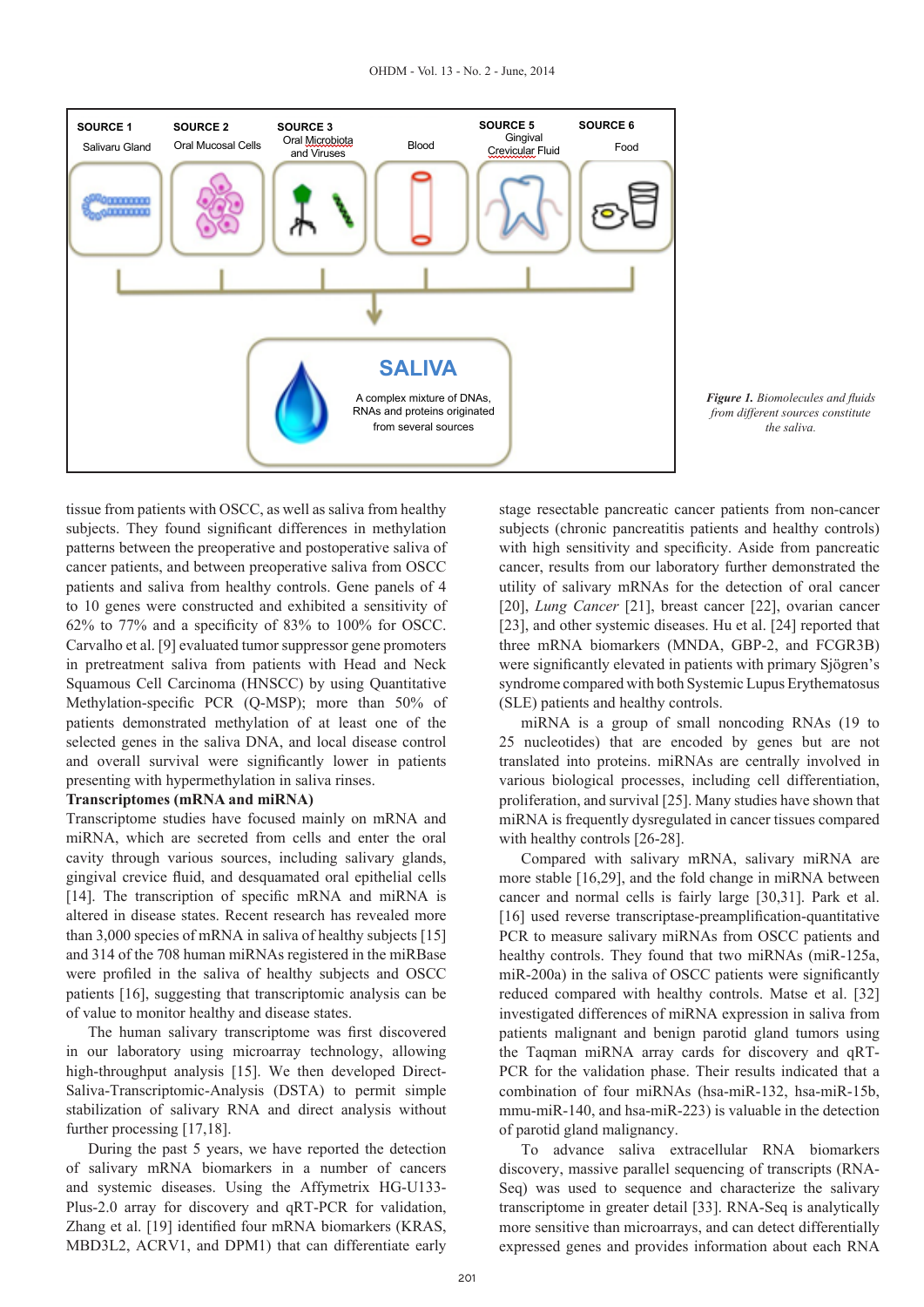SOURCE 1 Salivaru Gland | SOURCE 2 Oral Mucosal Cells | SOURCE 3 Oral Microbiota and Viruses | Blood | SOURCE 5 Gingival Crevicular Fluid | SOURCE 6 Food

SALIVA

A complex mixture of DNAs, RNAs and proteins originated from several sources

*Figure 1. Biomolecules and fluids from different sources constitute the saliva.*

tissue from patients with OSCC, as well as saliva from healthy subjects. They found significant differences in methylation patterns between the preoperative and postoperative saliva of cancer patients, and between preoperative saliva from OSCC patients and saliva from healthy controls. Gene panels of 4 to 10 genes were constructed and exhibited a sensitivity of 62% to 77% and a specificity of 83% to 100% for OSCC. Carvalho et al. [9] evaluated tumor suppressor gene promoters in pretreatment saliva from patients with Head and Neck Squamous Cell Carcinoma (HNSCC) by using Quantitative Methylation-specific PCR (Q-MSP); more than 50% of patients demonstrated methylation of at least one of the selected genes in the saliva DNA, and local disease control and overall survival were significantly lower in patients presenting with hypermethylation in saliva rinses.

**Transcriptomes (mRNA and miRNA)**

Transcriptome studies have focused mainly on mRNA and miRNA, which are secreted from cells and enter the oral cavity through various sources, including salivary glands, gingival crevice fluid, and desquamated oral epithelial cells [14]. The transcription of specific mRNA and miRNA is altered in disease states. Recent research has revealed more than 3,000 species of mRNA in saliva of healthy subjects [15] and 314 of the 708 human miRNAs registered in the miRBase were profiled in the saliva of healthy subjects and OSCC patients [16], suggesting that transcriptomic analysis can be of value to monitor healthy and disease states.

The human salivary transcriptome was first discovered in our laboratory using microarray technology, allowing high-throughput analysis [15]. We then developed Direct-Saliva-Transcriptomic-Analysis (DSTA) to permit simple stabilization of salivary RNA and direct analysis without further processing [17,18].

During the past 5 years, we have reported the detection of salivary mRNA biomarkers in a number of cancers and systemic diseases. Using the Affymetrix HG-U133-Plus-2.0 array for discovery and qRT-PCR for validation, Zhang et al. [19] identified four mRNA biomarkers (KRAS, MBD3L2, ACRV1, and DPM1) that can differentiate early stage resectable pancreatic cancer patients from non-cancer subjects (chronic pancreatitis patients and healthy controls) with high sensitivity and specificity. Aside from pancreatic cancer, results from our laboratory further demonstrated the utility of salivary mRNAs for the detection of oral cancer [20], *Lung Cancer* [21], breast cancer [22], ovarian cancer [23], and other systemic diseases. Hu et al. [24] reported that three mRNA biomarkers (MNDA, GBP-2, and FCGR3B) were significantly elevated in patients with primary Sjögren's syndrome compared with both Systemic Lupus Erythematosus (SLE) patients and healthy controls.

miRNA is a group of small noncoding RNAs (19 to 25 nucleotides) that are encoded by genes but are not translated into proteins. miRNAs are centrally involved in various biological processes, including cell differentiation, proliferation, and survival [25]. Many studies have shown that miRNA is frequently dysregulated in cancer tissues compared with healthy controls [26-28].

Compared with salivary mRNA, salivary miRNA are more stable [16,29], and the fold change in miRNA between cancer and normal cells is fairly large [30,31]. Park et al. [16] used reverse transcriptase-preamplification-quantitative PCR to measure salivary miRNAs from OSCC patients and healthy controls. They found that two miRNAs (miR-125a, miR-200a) in the saliva of OSCC patients were significantly reduced compared with healthy controls. Matse et al. [32] investigated differences of miRNA expression in saliva from patients malignant and benign parotid gland tumors using the Taqman miRNA array cards for discovery and qRT-PCR for the validation phase. Their results indicated that a combination of four miRNAs (hsa-miR-132, hsa-miR-15b, mmu-miR-140, and hsa-miR-223) is valuable in the detection of parotid gland malignancy.

To advance saliva extracellular RNA biomarkers discovery, massive parallel sequencing of transcripts (RNA-Seq) was used to sequence and characterize the salivary transcriptome in greater detail [33]. RNA-Seq is analytically more sensitive than microarrays, and can detect differentially expressed genes and provides information about each RNA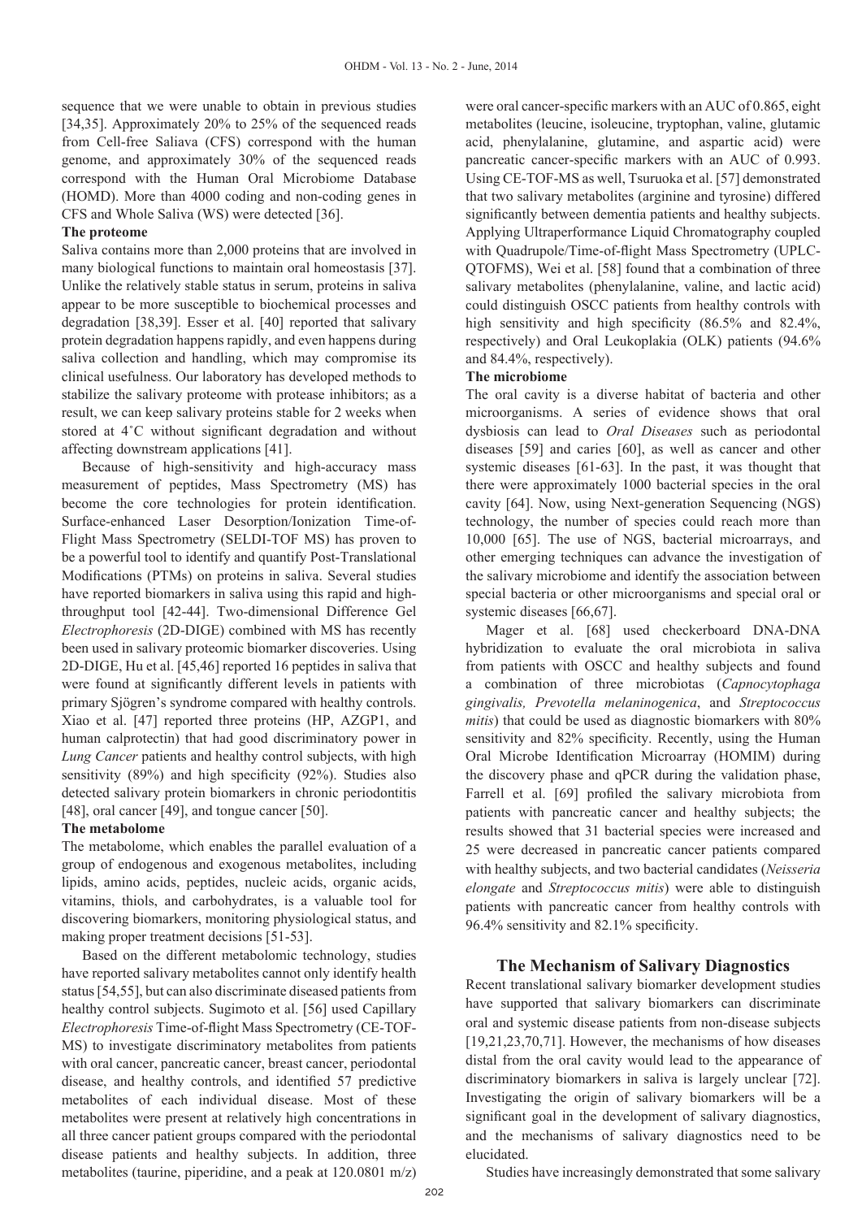sequence that we were unable to obtain in previous studies [34,35]. Approximately 20% to 25% of the sequenced reads from Cell-free Saliava (CFS) correspond with the human genome, and approximately 30% of the sequenced reads correspond with the Human Oral Microbiome Database (HOMD). More than 4000 coding and non-coding genes in CFS and Whole Saliva (WS) were detected [36].

**The proteome**

Saliva contains more than 2,000 proteins that are involved in many biological functions to maintain oral homeostasis [37]. Unlike the relatively stable status in serum, proteins in saliva appear to be more susceptible to biochemical processes and degradation [38,39]. Esser et al. [40] reported that salivary protein degradation happens rapidly, and even happens during saliva collection and handling, which may compromise its clinical usefulness. Our laboratory has developed methods to stabilize the salivary proteome with protease inhibitors; as a result, we can keep salivary proteins stable for 2 weeks when stored at 4˚C without significant degradation and without affecting downstream applications [41].

Because of high-sensitivity and high-accuracy mass measurement of peptides, Mass Spectrometry (MS) has become the core technologies for protein identification. Surface-enhanced Laser Desorption/Ionization Time-of-Flight Mass Spectrometry (SELDI-TOF MS) has proven to be a powerful tool to identify and quantify Post-Translational Modifications (PTMs) on proteins in saliva. Several studies have reported biomarkers in saliva using this rapid and high-throughput tool [42-44]. Two-dimensional Difference Gel *Electrophoresis* (2D-DIGE) combined with MS has recently been used in salivary proteomic biomarker discoveries. Using 2D-DIGE, Hu et al. [45,46] reported 16 peptides in saliva that were found at significantly different levels in patients with primary Sjögren's syndrome compared with healthy controls. Xiao et al. [47] reported three proteins (HP, AZGP1, and human calprotectin) that had good discriminatory power in *Lung Cancer* patients and healthy control subjects, with high sensitivity (89%) and high specificity (92%). Studies also detected salivary protein biomarkers in chronic periodontitis [48], oral cancer [49], and tongue cancer [50].

**The metabolome**

The metabolome, which enables the parallel evaluation of a group of endogenous and exogenous metabolites, including lipids, amino acids, peptides, nucleic acids, organic acids, vitamins, thiols, and carbohydrates, is a valuable tool for discovering biomarkers, monitoring physiological status, and making proper treatment decisions [51-53].

Based on the different metabolomic technology, studies have reported salivary metabolites cannot only identify health status [54,55], but can also discriminate diseased patients from healthy control subjects. Sugimoto et al. [56] used Capillary *Electrophoresis* Time-of-flight Mass Spectrometry (CE-TOF-MS) to investigate discriminatory metabolites from patients with oral cancer, pancreatic cancer, breast cancer, periodontal disease, and healthy controls, and identified 57 predictive metabolites of each individual disease. Most of these metabolites were present at relatively high concentrations in all three cancer patient groups compared with the periodontal disease patients and healthy subjects. In addition, three metabolites (taurine, piperidine, and a peak at 120.0801 m/z) were oral cancer-specific markers with an AUC of 0.865, eight metabolites (leucine, isoleucine, tryptophan, valine, glutamic acid, phenylalanine, glutamine, and aspartic acid) were pancreatic cancer-specific markers with an AUC of 0.993. Using CE-TOF-MS as well, Tsuruoka et al. [57] demonstrated that two salivary metabolites (arginine and tyrosine) differed significantly between dementia patients and healthy subjects. Applying Ultraperformance Liquid Chromatography coupled with Quadrupole/Time-of-flight Mass Spectrometry (UPLC-QTOFMS), Wei et al. [58] found that a combination of three salivary metabolites (phenylalanine, valine, and lactic acid) could distinguish OSCC patients from healthy controls with high sensitivity and high specificity (86.5% and 82.4%, respectively) and Oral Leukoplakia (OLK) patients (94.6% and 84.4%, respectively).

**The microbiome**

The oral cavity is a diverse habitat of bacteria and other microorganisms. A series of evidence shows that oral dysbiosis can lead to *Oral Diseases* such as periodontal diseases [59] and caries [60], as well as cancer and other systemic diseases [61-63]. In the past, it was thought that there were approximately 1000 bacterial species in the oral cavity [64]. Now, using Next-generation Sequencing (NGS) technology, the number of species could reach more than 10,000 [65]. The use of NGS, bacterial microarrays, and other emerging techniques can advance the investigation of the salivary microbiome and identify the association between special bacteria or other microorganisms and special oral or systemic diseases [66,67].

Mager et al. [68] used checkerboard DNA-DNA hybridization to evaluate the oral microbiota in saliva from patients with OSCC and healthy subjects and found a combination of three microbiotas (*Capnocytophaga gingivalis, Prevotella melaninogenica*, and *Streptococcus mitis*) that could be used as diagnostic biomarkers with 80% sensitivity and 82% specificity. Recently, using the Human Oral Microbe Identification Microarray (HOMIM) during the discovery phase and qPCR during the validation phase, Farrell et al. [69] profiled the salivary microbiota from patients with pancreatic cancer and healthy subjects; the results showed that 31 bacterial species were increased and 25 were decreased in pancreatic cancer patients compared with healthy subjects, and two bacterial candidates (*Neisseria elongate* and *Streptococcus mitis*) were able to distinguish patients with pancreatic cancer from healthy controls with 96.4% sensitivity and 82.1% specificity.

## The Mechanism of Salivary Diagnostics

Recent translational salivary biomarker development studies have supported that salivary biomarkers can discriminate oral and systemic disease patients from non-disease subjects [19,21,23,70,71]. However, the mechanisms of how diseases distal from the oral cavity would lead to the appearance of discriminatory biomarkers in saliva is largely unclear [72]. Investigating the origin of salivary biomarkers will be a significant goal in the development of salivary diagnostics, and the mechanisms of salivary diagnostics need to be elucidated.

Studies have increasingly demonstrated that some salivary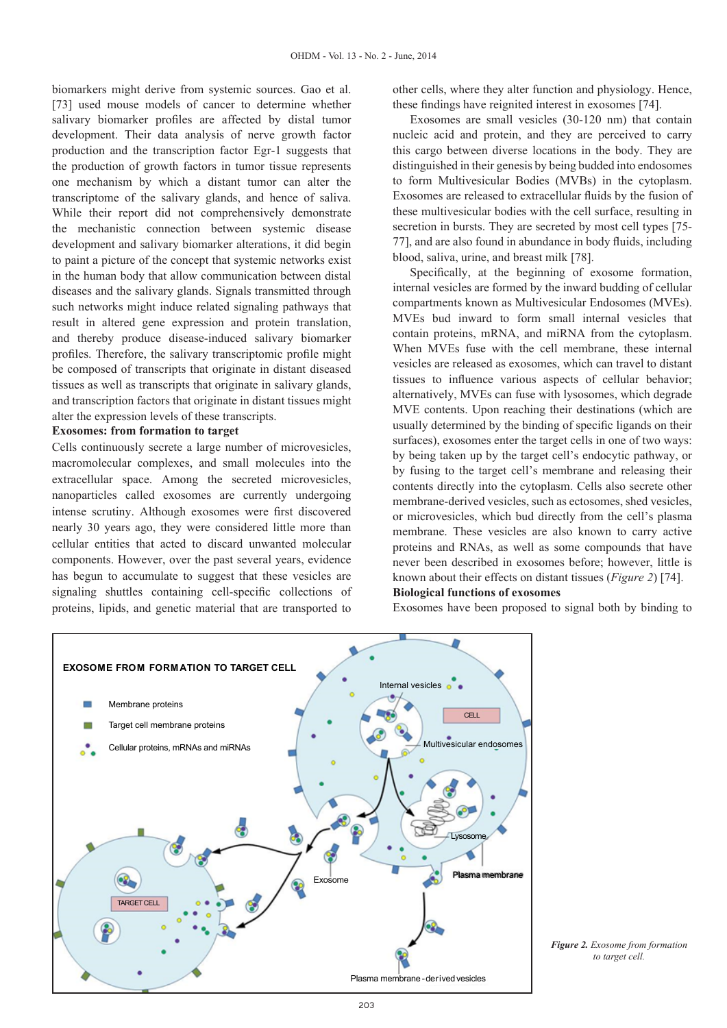biomarkers might derive from systemic sources. Gao et al. [73] used mouse models of cancer to determine whether salivary biomarker profiles are affected by distal tumor development. Their data analysis of nerve growth factor production and the transcription factor Egr-1 suggests that the production of growth factors in tumor tissue represents one mechanism by which a distant tumor can alter the transcriptome of the salivary glands, and hence of saliva. While their report did not comprehensively demonstrate the mechanistic connection between systemic disease development and salivary biomarker alterations, it did begin to paint a picture of the concept that systemic networks exist in the human body that allow communication between distal diseases and the salivary glands. Signals transmitted through such networks might induce related signaling pathways that result in altered gene expression and protein translation, and thereby produce disease-induced salivary biomarker profiles. Therefore, the salivary transcriptomic profile might be composed of transcripts that originate in distant diseased tissues as well as transcripts that originate in salivary glands, and transcription factors that originate in distant tissues might alter the expression levels of these transcripts.

**Exosomes: from formation to target**

Cells continuously secrete a large number of microvesicles, macromolecular complexes, and small molecules into the extracellular space. Among the secreted microvesicles, nanoparticles called exosomes are currently undergoing intense scrutiny. Although exosomes were first discovered nearly 30 years ago, they were considered little more than cellular entities that acted to discard unwanted molecular components. However, over the past several years, evidence has begun to accumulate to suggest that these vesicles are signaling shuttles containing cell-specific collections of proteins, lipids, and genetic material that are transported to other cells, where they alter function and physiology. Hence, these findings have reignited interest in exosomes [74].

Exosomes are small vesicles (30-120 nm) that contain nucleic acid and protein, and they are perceived to carry this cargo between diverse locations in the body. They are distinguished in their genesis by being budded into endosomes to form Multivesicular Bodies (MVBs) in the cytoplasm. Exosomes are released to extracellular fluids by the fusion of these multivesicular bodies with the cell surface, resulting in secretion in bursts. They are secreted by most cell types [75-77], and are also found in abundance in body fluids, including blood, saliva, urine, and breast milk [78].

Specifically, at the beginning of exosome formation, internal vesicles are formed by the inward budding of cellular compartments known as Multivesicular Endosomes (MVEs). MVEs bud inward to form small internal vesicles that contain proteins, mRNA, and miRNA from the cytoplasm. When MVEs fuse with the cell membrane, these internal vesicles are released as exosomes, which can travel to distant tissues to influence various aspects of cellular behavior; alternatively, MVEs can fuse with lysosomes, which degrade MVE contents. Upon reaching their destinations (which are usually determined by the binding of specific ligands on their surfaces), exosomes enter the target cells in one of two ways: by being taken up by the target cell's endocytic pathway, or by fusing to the target cell's membrane and releasing their contents directly into the cytoplasm. Cells also secrete other membrane-derived vesicles, such as ectosomes, shed vesicles, or microvesicles, which bud directly from the cell's plasma membrane. These vesicles are also known to carry active proteins and RNAs, as well as some compounds that have never been described in exosomes before; however, little is known about their effects on distant tissues (*Figure 2*) [74].

**Biological functions of exosomes**

Exosomes have been proposed to signal both by binding to

*Figure 2. Exosome from formation to target cell.*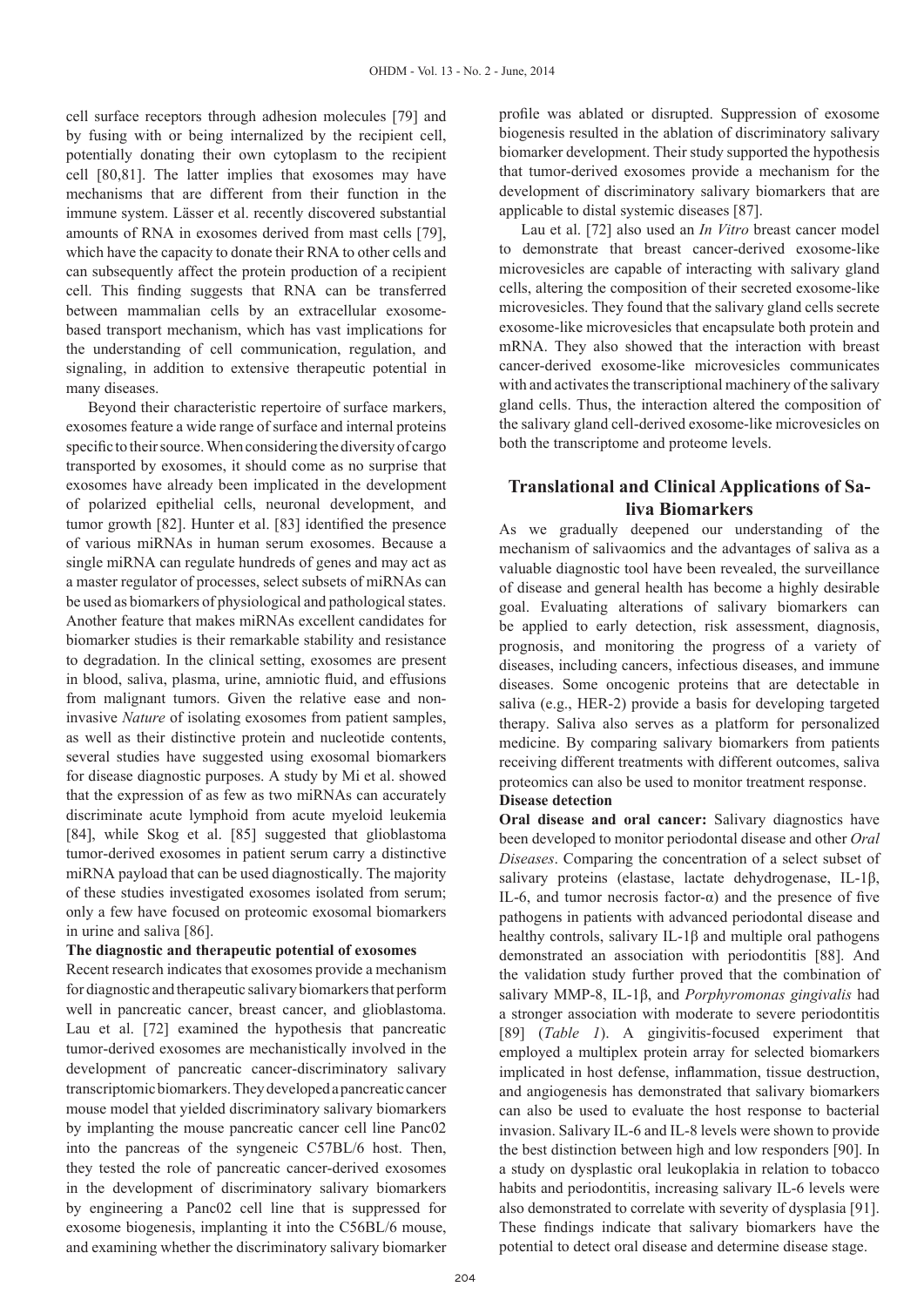cell surface receptors through adhesion molecules [79] and by fusing with or being internalized by the recipient cell, potentially donating their own cytoplasm to the recipient cell [80,81]. The latter implies that exosomes may have mechanisms that are different from their function in the immune system. Lässer et al. recently discovered substantial amounts of RNA in exosomes derived from mast cells [79], which have the capacity to donate their RNA to other cells and can subsequently affect the protein production of a recipient cell. This finding suggests that RNA can be transferred between mammalian cells by an extracellular exosome-based transport mechanism, which has vast implications for the understanding of cell communication, regulation, and signaling, in addition to extensive therapeutic potential in many diseases.

Beyond their characteristic repertoire of surface markers, exosomes feature a wide range of surface and internal proteins specific to their source. When considering the diversity of cargo transported by exosomes, it should come as no surprise that exosomes have already been implicated in the development of polarized epithelial cells, neuronal development, and tumor growth [82]. Hunter et al. [83] identified the presence of various miRNAs in human serum exosomes. Because a single miRNA can regulate hundreds of genes and may act as a master regulator of processes, select subsets of miRNAs can be used as biomarkers of physiological and pathological states. Another feature that makes miRNAs excellent candidates for biomarker studies is their remarkable stability and resistance to degradation. In the clinical setting, exosomes are present in blood, saliva, plasma, urine, amniotic fluid, and effusions from malignant tumors. Given the relative ease and non-invasive *Nature* of isolating exosomes from patient samples, as well as their distinctive protein and nucleotide contents, several studies have suggested using exosomal biomarkers for disease diagnostic purposes. A study by Mi et al. showed that the expression of as few as two miRNAs can accurately discriminate acute lymphoid from acute myeloid leukemia [84], while Skog et al. [85] suggested that glioblastoma tumor-derived exosomes in patient serum carry a distinctive miRNA payload that can be used diagnostically. The majority of these studies investigated exosomes isolated from serum; only a few have focused on proteomic exosomal biomarkers in urine and saliva [86].

**The diagnostic and therapeutic potential of exosomes**

Recent research indicates that exosomes provide a mechanism for diagnostic and therapeutic salivary biomarkers that perform well in pancreatic cancer, breast cancer, and glioblastoma. Lau et al. [72] examined the hypothesis that pancreatic tumor-derived exosomes are mechanistically involved in the development of pancreatic cancer-discriminatory salivary transcriptomic biomarkers. They developed a pancreatic cancer mouse model that yielded discriminatory salivary biomarkers by implanting the mouse pancreatic cancer cell line Panc02 into the pancreas of the syngeneic C57BL/6 host. Then, they tested the role of pancreatic cancer-derived exosomes in the development of discriminatory salivary biomarkers by engineering a Panc02 cell line that is suppressed for exosome biogenesis, implanting it into the C56BL/6 mouse, and examining whether the discriminatory salivary biomarker profile was ablated or disrupted. Suppression of exosome biogenesis resulted in the ablation of discriminatory salivary biomarker development. Their study supported the hypothesis that tumor-derived exosomes provide a mechanism for the development of discriminatory salivary biomarkers that are applicable to distal systemic diseases [87].

Lau et al. [72] also used an *In Vitro* breast cancer model to demonstrate that breast cancer-derived exosome-like microvesicles are capable of interacting with salivary gland cells, altering the composition of their secreted exosome-like microvesicles. They found that the salivary gland cells secrete exosome-like microvesicles that encapsulate both protein and mRNA. They also showed that the interaction with breast cancer-derived exosome-like microvesicles communicates with and activates the transcriptional machinery of the salivary gland cells. Thus, the interaction altered the composition of the salivary gland cell-derived exosome-like microvesicles on both the transcriptome and proteome levels.

## Translational and Clinical Applications of Saliva Biomarkers

As we gradually deepened our understanding of the mechanism of salivaomics and the advantages of saliva as a valuable diagnostic tool have been revealed, the surveillance of disease and general health has become a highly desirable goal. Evaluating alterations of salivary biomarkers can be applied to early detection, risk assessment, diagnosis, prognosis, and monitoring the progress of a variety of diseases, including cancers, infectious diseases, and immune diseases. Some oncogenic proteins that are detectable in saliva (e.g., HER-2) provide a basis for developing targeted therapy. Saliva also serves as a platform for personalized medicine. By comparing salivary biomarkers from patients receiving different treatments with different outcomes, saliva proteomics can also be used to monitor treatment response.

**Disease detection**

**Oral disease and oral cancer:** Salivary diagnostics have been developed to monitor periodontal disease and other *Oral Diseases*. Comparing the concentration of a select subset of salivary proteins (elastase, lactate dehydrogenase, IL-1β, IL-6, and tumor necrosis factor-α) and the presence of five pathogens in patients with advanced periodontal disease and healthy controls, salivary IL-1β and multiple oral pathogens demonstrated an association with periodontitis [88]. And the validation study further proved that the combination of salivary MMP-8, IL-1β, and *Porphyromonas gingivalis* had a stronger association with moderate to severe periodontitis [89] (*Table 1*). A gingivitis-focused experiment that employed a multiplex protein array for selected biomarkers implicated in host defense, inflammation, tissue destruction, and angiogenesis has demonstrated that salivary biomarkers can also be used to evaluate the host response to bacterial invasion. Salivary IL-6 and IL-8 levels were shown to provide the best distinction between high and low responders [90]. In a study on dysplastic oral leukoplakia in relation to tobacco habits and periodontitis, increasing salivary IL-6 levels were also demonstrated to correlate with severity of dysplasia [91]. These findings indicate that salivary biomarkers have the potential to detect oral disease and determine disease stage.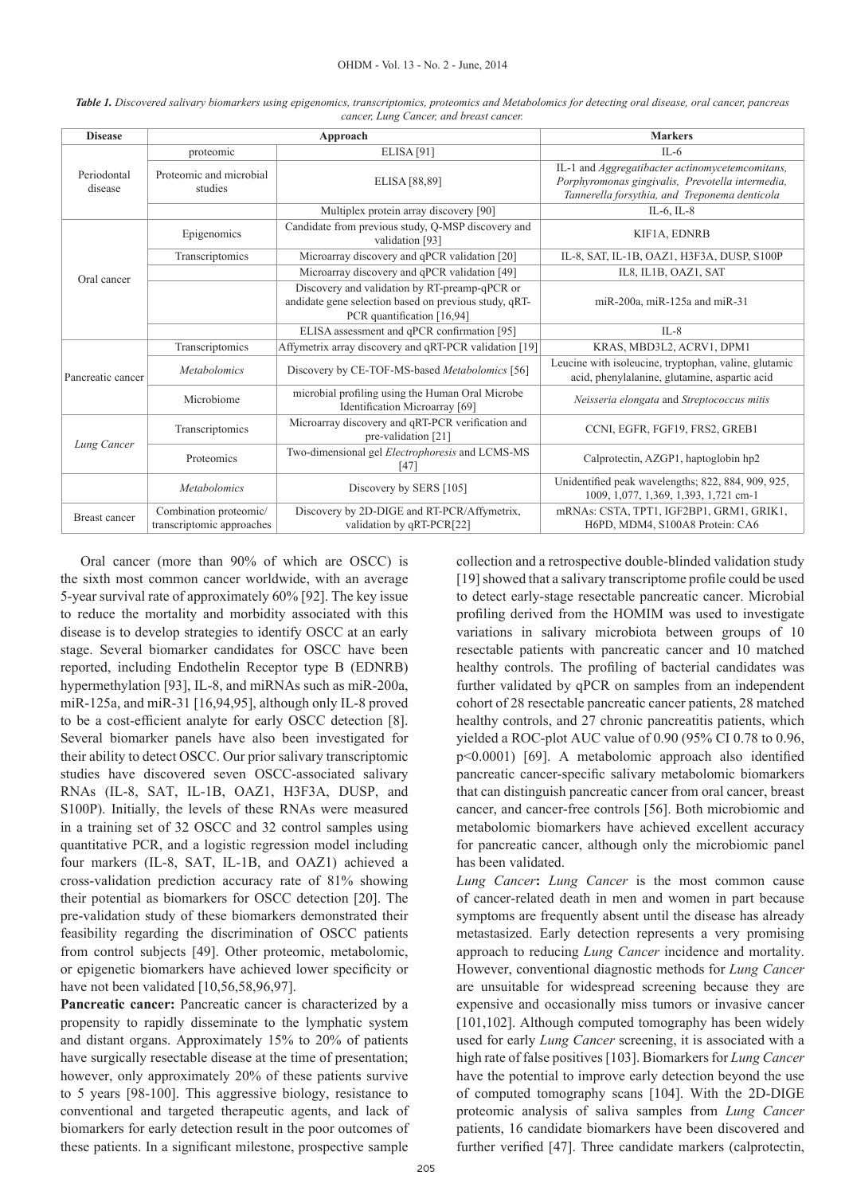*Table 1. Discovered salivary biomarkers using epigenomics, transcriptomics, proteomics and Metabolomics for detecting oral disease, oral cancer, pancreas cancer, Lung Cancer, and breast cancer.*

| Disease | Approach | | Markers |
|---|---|---|---|
| Periodontal disease | proteomic | ELISA [91] | IL-6 |
| | Proteomic and microbial studies | ELISA [88,89] | IL-1 and *Aggregatibacter actinomycetemcomitans, Porphyromonas gingivalis, Prevotella intermedia, Tannerella forsythia, and Treponema denticola* |
| | | Multiplex protein array discovery [90] | IL-6, IL-8 |
| Oral cancer | Epigenomics | Candidate from previous study, Q-MSP discovery and validation [93] | KIF1A, EDNRB |
| | Transcriptomics | Microarray discovery and qPCR validation [20] | IL-8, SAT, IL-1B, OAZ1, H3F3A, DUSP, S100P |
| | | Microarray discovery and qPCR validation [49] | IL8, IL1B, OAZ1, SAT |
| | | Discovery and validation by RT-preamp-qPCR or andidate gene selection based on previous study, qRT-PCR quantification [16,94] | miR-200a, miR-125a and miR-31 |
| | | ELISA assessment and qPCR confirmation [95] | IL-8 |
| Pancreatic cancer | Transcriptomics | Affymetrix array discovery and qRT-PCR validation [19] | KRAS, MBD3L2, ACRV1, DPM1 |
| | *Metabolomics* | Discovery by CE-TOF-MS-based *Metabolomics* [56] | Leucine with isoleucine, tryptophan, valine, glutamic acid, phenylalanine, glutamine, aspartic acid |
| | Microbiome | microbial profiling using the Human Oral Microbe Identification Microarray [69] | *Neisseria elongata* and *Streptococcus mitis* |
| *Lung Cancer* | Transcriptomics | Microarray discovery and qRT-PCR verification and pre-validation [21] | CCNI, EGFR, FGF19, FRS2, GREB1 |
| | Proteomics | Two-dimensional gel *Electrophoresis* and LCMS-MS [47] | Calprotectin, AZGP1, haptoglobin hp2 |
| | *Metabolomics* | Discovery by SERS [105] | Unidentified peak wavelengths; 822, 884, 909, 925, 1009, 1,077, 1,369, 1,393, 1,721 cm-1 |
| Breast cancer | Combination proteomic/ transcriptomic approaches | Discovery by 2D-DIGE and RT-PCR/Affymetrix, validation by qRT-PCR[22] | mRNAs: CSTA, TPT1, IGF2BP1, GRM1, GRIK1, H6PD, MDM4, S100A8 Protein: CA6 |

Oral cancer (more than 90% of which are OSCC) is the sixth most common cancer worldwide, with an average 5-year survival rate of approximately 60% [92]. The key issue to reduce the mortality and morbidity associated with this disease is to develop strategies to identify OSCC at an early stage. Several biomarker candidates for OSCC have been reported, including Endothelin Receptor type B (EDNRB) hypermethylation [93], IL-8, and miRNAs such as miR-200a, miR-125a, and miR-31 [16,94,95], although only IL-8 proved to be a cost-efficient analyte for early OSCC detection [8]. Several biomarker panels have also been investigated for their ability to detect OSCC. Our prior salivary transcriptomic studies have discovered seven OSCC-associated salivary RNAs (IL-8, SAT, IL-1B, OAZ1, H3F3A, DUSP, and S100P). Initially, the levels of these RNAs were measured in a training set of 32 OSCC and 32 control samples using quantitative PCR, and a logistic regression model including four markers (IL-8, SAT, IL-1B, and OAZ1) achieved a cross-validation prediction accuracy rate of 81% showing their potential as biomarkers for OSCC detection [20]. The pre-validation study of these biomarkers demonstrated their feasibility regarding the discrimination of OSCC patients from control subjects [49]. Other proteomic, metabolomic, or epigenetic biomarkers have achieved lower specificity or have not been validated [10,56,58,96,97].

**Pancreatic cancer:** Pancreatic cancer is characterized by a propensity to rapidly disseminate to the lymphatic system and distant organs. Approximately 15% to 20% of patients have surgically resectable disease at the time of presentation; however, only approximately 20% of these patients survive to 5 years [98-100]. This aggressive biology, resistance to conventional and targeted therapeutic agents, and lack of biomarkers for early detection result in the poor outcomes of these patients. In a significant milestone, prospective sample collection and a retrospective double-blinded validation study [19] showed that a salivary transcriptome profile could be used to detect early-stage resectable pancreatic cancer. Microbial profiling derived from the HOMIM was used to investigate variations in salivary microbiota between groups of 10 resectable patients with pancreatic cancer and 10 matched healthy controls. The profiling of bacterial candidates was further validated by qPCR on samples from an independent cohort of 28 resectable pancreatic cancer patients, 28 matched healthy controls, and 27 chronic pancreatitis patients, which yielded a ROC-plot AUC value of 0.90 (95% CI 0.78 to 0.96, $p<0.0001$) [69]. A metabolomic approach also identified pancreatic cancer-specific salivary metabolomic biomarkers that can distinguish pancreatic cancer from oral cancer, breast cancer, and cancer-free controls [56]. Both microbiomic and metabolomic biomarkers have achieved excellent accuracy for pancreatic cancer, although only the microbiomic panel has been validated.

*Lung Cancer***:** *Lung Cancer* is the most common cause of cancer-related death in men and women in part because symptoms are frequently absent until the disease has already metastasized. Early detection represents a very promising approach to reducing *Lung Cancer* incidence and mortality. However, conventional diagnostic methods for *Lung Cancer* are unsuitable for widespread screening because they are expensive and occasionally miss tumors or invasive cancer [101,102]. Although computed tomography has been widely used for early *Lung Cancer* screening, it is associated with a high rate of false positives [103]. Biomarkers for *Lung Cancer* have the potential to improve early detection beyond the use of computed tomography scans [104]. With the 2D-DIGE proteomic analysis of saliva samples from *Lung Cancer* patients, 16 candidate biomarkers have been discovered and further verified [47]. Three candidate markers (calprotectin,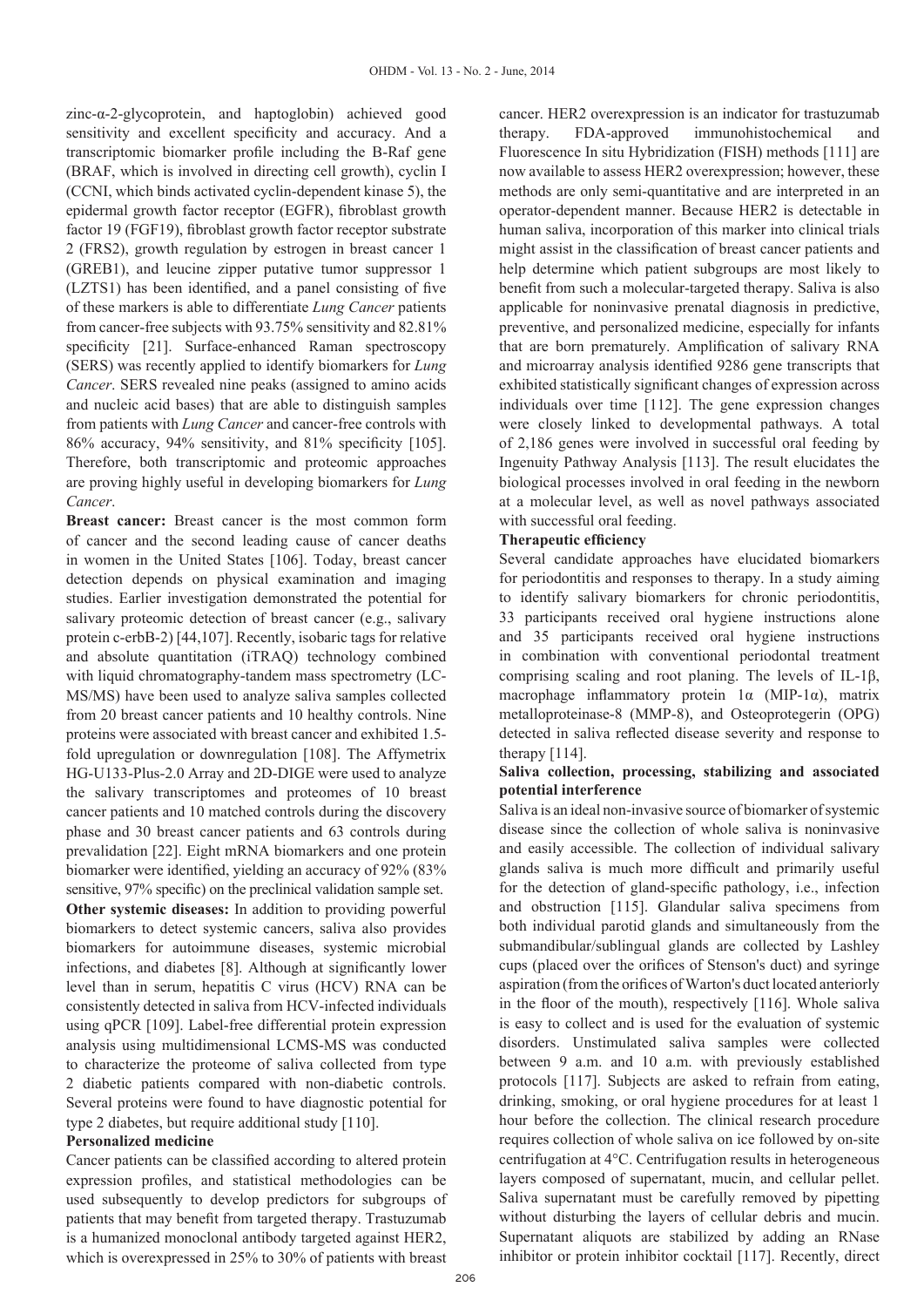zinc-α-2-glycoprotein, and haptoglobin) achieved good sensitivity and excellent specificity and accuracy. And a transcriptomic biomarker profile including the B-Raf gene (BRAF, which is involved in directing cell growth), cyclin I (CCNI, which binds activated cyclin-dependent kinase 5), the epidermal growth factor receptor (EGFR), fibroblast growth factor 19 (FGF19), fibroblast growth factor receptor substrate 2 (FRS2), growth regulation by estrogen in breast cancer 1 (GREB1), and leucine zipper putative tumor suppressor 1 (LZTS1) has been identified, and a panel consisting of five of these markers is able to differentiate *Lung Cancer* patients from cancer-free subjects with 93.75% sensitivity and 82.81% specificity [21]. Surface-enhanced Raman spectroscopy (SERS) was recently applied to identify biomarkers for *Lung Cancer*. SERS revealed nine peaks (assigned to amino acids and nucleic acid bases) that are able to distinguish samples from patients with *Lung Cancer* and cancer-free controls with 86% accuracy, 94% sensitivity, and 81% specificity [105]. Therefore, both transcriptomic and proteomic approaches are proving highly useful in developing biomarkers for *Lung Cancer*.

**Breast cancer:** Breast cancer is the most common form of cancer and the second leading cause of cancer deaths in women in the United States [106]. Today, breast cancer detection depends on physical examination and imaging studies. Earlier investigation demonstrated the potential for salivary proteomic detection of breast cancer (e.g., salivary protein c-erbB-2) [44,107]. Recently, isobaric tags for relative and absolute quantitation (iTRAQ) technology combined with liquid chromatography-tandem mass spectrometry (LC-MS/MS) have been used to analyze saliva samples collected from 20 breast cancer patients and 10 healthy controls. Nine proteins were associated with breast cancer and exhibited 1.5-fold upregulation or downregulation [108]. The Affymetrix HG-U133-Plus-2.0 Array and 2D-DIGE were used to analyze the salivary transcriptomes and proteomes of 10 breast cancer patients and 10 matched controls during the discovery phase and 30 breast cancer patients and 63 controls during prevalidation [22]. Eight mRNA biomarkers and one protein biomarker were identified, yielding an accuracy of 92% (83% sensitive, 97% specific) on the preclinical validation sample set.

**Other systemic diseases:** In addition to providing powerful biomarkers to detect systemic cancers, saliva also provides biomarkers for autoimmune diseases, systemic microbial infections, and diabetes [8]. Although at significantly lower level than in serum, hepatitis C virus (HCV) RNA can be consistently detected in saliva from HCV-infected individuals using qPCR [109]. Label-free differential protein expression analysis using multidimensional LCMS-MS was conducted to characterize the proteome of saliva collected from type 2 diabetic patients compared with non-diabetic controls. Several proteins were found to have diagnostic potential for type 2 diabetes, but require additional study [110].

**Personalized medicine**

Cancer patients can be classified according to altered protein expression profiles, and statistical methodologies can be used subsequently to develop predictors for subgroups of patients that may benefit from targeted therapy. Trastuzumab is a humanized monoclonal antibody targeted against HER2, which is overexpressed in 25% to 30% of patients with breast cancer. HER2 overexpression is an indicator for trastuzumab therapy. FDA-approved immunohistochemical and Fluorescence In situ Hybridization (FISH) methods [111] are now available to assess HER2 overexpression; however, these methods are only semi-quantitative and are interpreted in an operator-dependent manner. Because HER2 is detectable in human saliva, incorporation of this marker into clinical trials might assist in the classification of breast cancer patients and help determine which patient subgroups are most likely to benefit from such a molecular-targeted therapy. Saliva is also applicable for noninvasive prenatal diagnosis in predictive, preventive, and personalized medicine, especially for infants that are born prematurely. Amplification of salivary RNA and microarray analysis identified 9286 gene transcripts that exhibited statistically significant changes of expression across individuals over time [112]. The gene expression changes were closely linked to developmental pathways. A total of 2,186 genes were involved in successful oral feeding by Ingenuity Pathway Analysis [113]. The result elucidates the biological processes involved in oral feeding in the newborn at a molecular level, as well as novel pathways associated with successful oral feeding.

**Therapeutic efficiency**

Several candidate approaches have elucidated biomarkers for periodontitis and responses to therapy. In a study aiming to identify salivary biomarkers for chronic periodontitis, 33 participants received oral hygiene instructions alone and 35 participants received oral hygiene instructions in combination with conventional periodontal treatment comprising scaling and root planing. The levels of IL-1β, macrophage inflammatory protein 1α (MIP-1α), matrix metalloproteinase-8 (MMP-8), and Osteoprotegerin (OPG) detected in saliva reflected disease severity and response to therapy [114].

**Saliva collection, processing, stabilizing and associated potential interference**

Saliva is an ideal non-invasive source of biomarker of systemic disease since the collection of whole saliva is noninvasive and easily accessible. The collection of individual salivary glands saliva is much more difficult and primarily useful for the detection of gland-specific pathology, i.e., infection and obstruction [115]. Glandular saliva specimens from both individual parotid glands and simultaneously from the submandibular/sublingual glands are collected by Lashley cups (placed over the orifices of Stenson's duct) and syringe aspiration (from the orifices of Warton's duct located anteriorly in the floor of the mouth), respectively [116]. Whole saliva is easy to collect and is used for the evaluation of systemic disorders. Unstimulated saliva samples were collected between 9 a.m. and 10 a.m. with previously established protocols [117]. Subjects are asked to refrain from eating, drinking, smoking, or oral hygiene procedures for at least 1 hour before the collection. The clinical research procedure requires collection of whole saliva on ice followed by on-site centrifugation at 4°C. Centrifugation results in heterogeneous layers composed of supernatant, mucin, and cellular pellet. Saliva supernatant must be carefully removed by pipetting without disturbing the layers of cellular debris and mucin. Supernatant aliquots are stabilized by adding an RNase inhibitor or protein inhibitor cocktail [117]. Recently, direct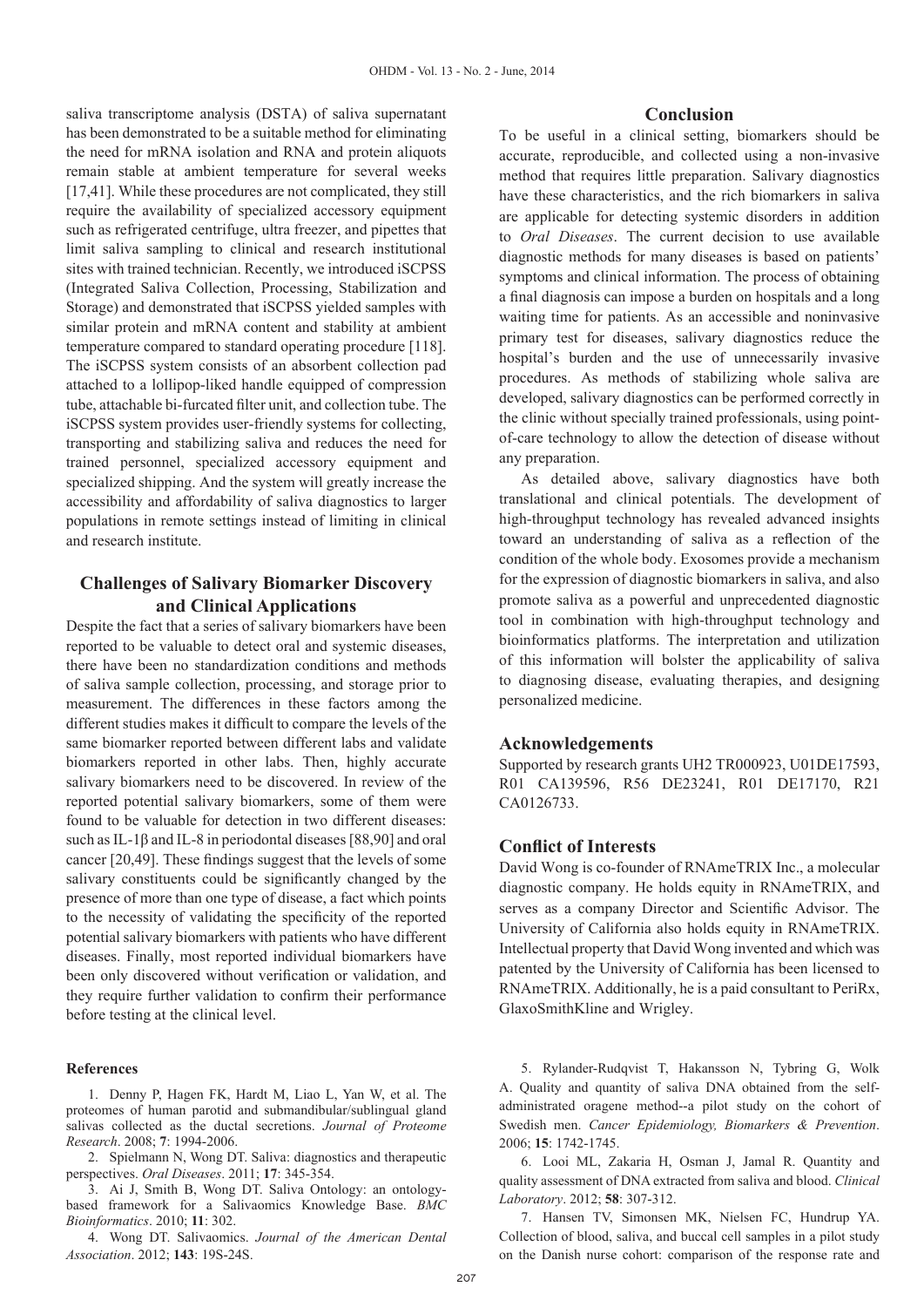saliva transcriptome analysis (DSTA) of saliva supernatant has been demonstrated to be a suitable method for eliminating the need for mRNA isolation and RNA and protein aliquots remain stable at ambient temperature for several weeks [17,41]. While these procedures are not complicated, they still require the availability of specialized accessory equipment such as refrigerated centrifuge, ultra freezer, and pipettes that limit saliva sampling to clinical and research institutional sites with trained technician. Recently, we introduced iSCPSS (Integrated Saliva Collection, Processing, Stabilization and Storage) and demonstrated that iSCPSS yielded samples with similar protein and mRNA content and stability at ambient temperature compared to standard operating procedure [118]. The iSCPSS system consists of an absorbent collection pad attached to a lollipop-liked handle equipped of compression tube, attachable bi-furcated filter unit, and collection tube. The iSCPSS system provides user-friendly systems for collecting, transporting and stabilizing saliva and reduces the need for trained personnel, specialized accessory equipment and specialized shipping. And the system will greatly increase the accessibility and affordability of saliva diagnostics to larger populations in remote settings instead of limiting in clinical and research institute.

## Challenges of Salivary Biomarker Discovery and Clinical Applications

Despite the fact that a series of salivary biomarkers have been reported to be valuable to detect oral and systemic diseases, there have been no standardization conditions and methods of saliva sample collection, processing, and storage prior to measurement. The differences in these factors among the different studies makes it difficult to compare the levels of the same biomarker reported between different labs and validate biomarkers reported in other labs. Then, highly accurate salivary biomarkers need to be discovered. In review of the reported potential salivary biomarkers, some of them were found to be valuable for detection in two different diseases: such as IL-1β and IL-8 in periodontal diseases [88,90] and oral cancer [20,49]. These findings suggest that the levels of some salivary constituents could be significantly changed by the presence of more than one type of disease, a fact which points to the necessity of validating the specificity of the reported potential salivary biomarkers with patients who have different diseases. Finally, most reported individual biomarkers have been only discovered without verification or validation, and they require further validation to confirm their performance before testing at the clinical level.

## Conclusion

To be useful in a clinical setting, biomarkers should be accurate, reproducible, and collected using a non-invasive method that requires little preparation. Salivary diagnostics have these characteristics, and the rich biomarkers in saliva are applicable for detecting systemic disorders in addition to *Oral Diseases*. The current decision to use available diagnostic methods for many diseases is based on patients' symptoms and clinical information. The process of obtaining a final diagnosis can impose a burden on hospitals and a long waiting time for patients. As an accessible and noninvasive primary test for diseases, salivary diagnostics reduce the hospital's burden and the use of unnecessarily invasive procedures. As methods of stabilizing whole saliva are developed, salivary diagnostics can be performed correctly in the clinic without specially trained professionals, using point-of-care technology to allow the detection of disease without any preparation.

As detailed above, salivary diagnostics have both translational and clinical potentials. The development of high-throughput technology has revealed advanced insights toward an understanding of saliva as a reflection of the condition of the whole body. Exosomes provide a mechanism for the expression of diagnostic biomarkers in saliva, and also promote saliva as a powerful and unprecedented diagnostic tool in combination with high-throughput technology and bioinformatics platforms. The interpretation and utilization of this information will bolster the applicability of saliva to diagnosing disease, evaluating therapies, and designing personalized medicine.

## Acknowledgements

Supported by research grants UH2 TR000923, U01DE17593, R01 CA139596, R56 DE23241, R01 DE17170, R21 CA0126733.

## Conflict of Interests

David Wong is co-founder of RNAmeTRIX Inc., a molecular diagnostic company. He holds equity in RNAmeTRIX, and serves as a company Director and Scientific Advisor. The University of California also holds equity in RNAmeTRIX. Intellectual property that David Wong invented and which was patented by the University of California has been licensed to RNAmeTRIX. Additionally, he is a paid consultant to PeriRx, GlaxoSmithKline and Wrigley.

#### References

1. Denny P, Hagen FK, Hardt M, Liao L, Yan W, et al. The proteomes of human parotid and submandibular/sublingual gland salivas collected as the ductal secretions. *Journal of Proteome Research*. 2008; **7**: 1994-2006.

2. Spielmann N, Wong DT. Saliva: diagnostics and therapeutic perspectives. *Oral Diseases*. 2011; **17**: 345-354.

3. Ai J, Smith B, Wong DT. Saliva Ontology: an ontology-based framework for a Salivaomics Knowledge Base. *BMC Bioinformatics*. 2010; **11**: 302.

4. Wong DT. Salivaomics. *Journal of the American Dental Association*. 2012; **143**: 19S-24S.

5. Rylander-Rudqvist T, Hakansson N, Tybring G, Wolk A. Quality and quantity of saliva DNA obtained from the self-administrated oragene method--a pilot study on the cohort of Swedish men. *Cancer Epidemiology, Biomarkers & Prevention*. 2006; **15**: 1742-1745.

6. Looi ML, Zakaria H, Osman J, Jamal R. Quantity and quality assessment of DNA extracted from saliva and blood. *Clinical Laboratory*. 2012; **58**: 307-312.

7. Hansen TV, Simonsen MK, Nielsen FC, Hundrup YA. Collection of blood, saliva, and buccal cell samples in a pilot study on the Danish nurse cohort: comparison of the response rate and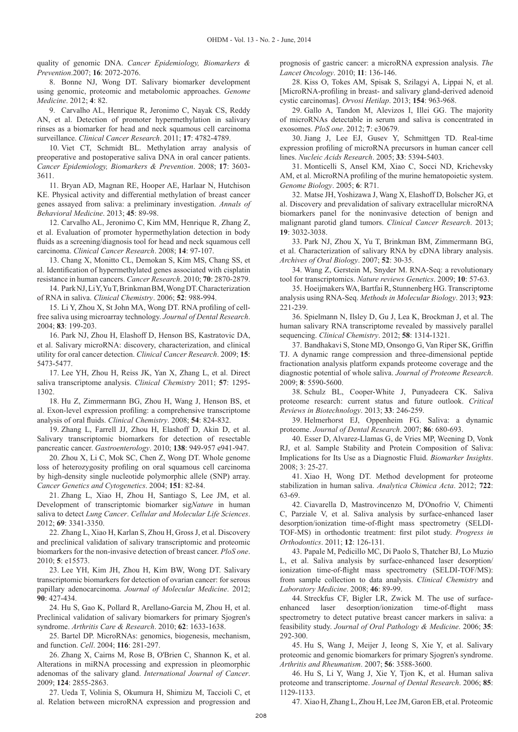quality of genomic DNA. *Cancer Epidemiology, Biomarkers & Prevention*.2007; **16**: 2072-2076.

8. Bonne NJ, Wong DT. Salivary biomarker development using genomic, proteomic and metabolomic approaches. *Genome Medicine*. 2012; **4**: 82.

9. Carvalho AL, Henrique R, Jeronimo C, Nayak CS, Reddy AN, et al. Detection of promoter hypermethylation in salivary rinses as a biomarker for head and neck squamous cell carcinoma surveillance. *Clinical Cancer Research*. 2011; **17**: 4782-4789.

10. Viet CT, Schmidt BL. Methylation array analysis of preoperative and postoperative saliva DNA in oral cancer patients. *Cancer Epidemiology, Biomarkers & Prevention*. 2008; **17**: 3603-3611.

11. Bryan AD, Magnan RE, Hooper AE, Harlaar N, Hutchison KE. Physical activity and differential methylation of breast cancer genes assayed from saliva: a preliminary investigation. *Annals of Behavioral Medicine*. 2013; **45**: 89-98.

12. Carvalho AL, Jeronimo C, Kim MM, Henrique R, Zhang Z, et al. Evaluation of promoter hypermethylation detection in body fluids as a screening/diagnosis tool for head and neck squamous cell carcinoma. *Clinical Cancer Research*. 2008; **14**: 97-107.

13. Chang X, Monitto CL, Demokan S, Kim MS, Chang SS, et al. Identification of hypermethylated genes associated with cisplatin resistance in human cancers. *Cancer Research*. 2010; **70**: 2870-2879.

14. Park NJ, Li Y, Yu T, Brinkman BM, Wong DT. Characterization of RNA in saliva. *Clinical Chemistry*. 2006; **52**: 988-994.

15. Li Y, Zhou X, St John MA, Wong DT. RNA profiling of cell-free saliva using microarray technology. *Journal of Dental Research*. 2004; **83**: 199-203.

16. Park NJ, Zhou H, Elashoff D, Henson BS, Kastratovic DA, et al. Salivary microRNA: discovery, characterization, and clinical utility for oral cancer detection. *Clinical Cancer Research*. 2009; **15**: 5473-5477.

17. Lee YH, Zhou H, Reiss JK, Yan X, Zhang L, et al. Direct saliva transcriptome analysis. *Clinical Chemistry* 2011; **57**: 1295-1302.

18. Hu Z, Zimmermann BG, Zhou H, Wang J, Henson BS, et al. Exon-level expression profiling: a comprehensive transcriptome analysis of oral fluids. *Clinical Chemistry*. 2008; **54**: 824-832.

19. Zhang L, Farrell JJ, Zhou H, Elashoff D, Akin D, et al. Salivary transcriptomic biomarkers for detection of resectable pancreatic cancer. *Gastroenterology*. 2010; **138**: 949-957 e941-947.

20. Zhou X, Li C, Mok SC, Chen Z, Wong DT. Whole genome loss of heterozygosity profiling on oral squamous cell carcinoma by high-density single nucleotide polymorphic allele (SNP) array. *Cancer Genetics and Cytogenetics*. 2004; **151**: 82-84.

21. Zhang L, Xiao H, Zhou H, Santiago S, Lee JM, et al. Development of transcriptomic biomarker sig*Nature* in human saliva to detect *Lung Cancer*. *Cellular and Molecular Life Sciences*. 2012; **69**: 3341-3350.

22. Zhang L, Xiao H, Karlan S, Zhou H, Gross J, et al. Discovery and preclinical validation of salivary transcriptomic and proteomic biomarkers for the non-invasive detection of breast cancer. *PloS one*. 2010; **5**: e15573.

23. Lee YH, Kim JH, Zhou H, Kim BW, Wong DT. Salivary transcriptomic biomarkers for detection of ovarian cancer: for serous papillary adenocarcinoma. *Journal of Molecular Medicine*. 2012; **90**: 427-434.

24. Hu S, Gao K, Pollard R, Arellano-Garcia M, Zhou H, et al. Preclinical validation of salivary biomarkers for primary Sjogren's syndrome. *Arthritis Care & Research*. 2010; **62**: 1633-1638.

25. Bartel DP. MicroRNAs: genomics, biogenesis, mechanism, and function. *Cell*. 2004; **116**: 281-297.

26. Zhang X, Cairns M, Rose B, O'Brien C, Shannon K, et al. Alterations in miRNA processing and expression in pleomorphic adenomas of the salivary gland. *International Journal of Cancer*. 2009; **124**: 2855-2863.

27. Ueda T, Volinia S, Okumura H, Shimizu M, Taccioli C, et al. Relation between microRNA expression and progression and prognosis of gastric cancer: a microRNA expression analysis. *The Lancet Oncology*. 2010; **11**: 136-146.

28. Kiss O, Tokes AM, Spisak S, Szilagyi A, Lippai N, et al. [MicroRNA-profiling in breast- and salivary gland-derived adenoid cystic carcinomas]. *Orvosi Hetilap*. 2013; **154**: 963-968.

29. Gallo A, Tandon M, Alevizos I, Illei GG. The majority of microRNAs detectable in serum and saliva is concentrated in exosomes. *PloS one*. 2012; **7**: e30679.

30. Jiang J, Lee EJ, Gusev Y, Schmittgen TD. Real-time expression profiling of microRNA precursors in human cancer cell lines. *Nucleic Acids Research*. 2005; **33**: 5394-5403.

31. Monticelli S, Ansel KM, Xiao C, Socci ND, Krichevsky AM, et al. MicroRNA profiling of the murine hematopoietic system. *Genome Biology*. 2005; **6**: R71.

32. Matse JH, Yoshizawa J, Wang X, Elashoff D, Bolscher JG, et al. Discovery and prevalidation of salivary extracellular microRNA biomarkers panel for the noninvasive detection of benign and malignant parotid gland tumors. *Clinical Cancer Research*. 2013; **19**: 3032-3038.

33. Park NJ, Zhou X, Yu T, Brinkman BM, Zimmermann BG, et al. Characterization of salivary RNA by cDNA library analysis. *Archives of Oral Biology*. 2007; **52**: 30-35.

34. Wang Z, Gerstein M, Snyder M. RNA-Seq: a revolutionary tool for transcriptomics. *Nature reviews Genetics*. 2009; **10**: 57-63.

35. Hoeijmakers WA, Bartfai R, Stunnenberg HG. Transcriptome analysis using RNA-Seq. *Methods in Molecular Biology*. 2013; **923**: 221-239.

36. Spielmann N, Ilsley D, Gu J, Lea K, Brockman J, et al. The human salivary RNA transcriptome revealed by massively parallel sequencing. *Clinical Chemistry*. 2012; **58**: 1314-1321.

37. Bandhakavi S, Stone MD, Onsongo G, Van Riper SK, Griffin TJ. A dynamic range compression and three-dimensional peptide fractionation analysis platform expands proteome coverage and the diagnostic potential of whole saliva. *Journal of Proteome Research*. 2009; **8**: 5590-5600.

38. Schulz BL, Cooper-White J, Punyadeera CK. Saliva proteome research: current status and future outlook. *Critical Reviews in Biotechnology*. 2013; **33**: 246-259.

39. Helmerhorst EJ, Oppenheim FG. Saliva: a dynamic proteome. *Journal of Dental Research*. 2007; **86**: 680-693.

40. Esser D, Alvarez-Llamas G, de Vries MP, Weening D, Vonk RJ, et al. Sample Stability and Protein Composition of Saliva: Implications for Its Use as a Diagnostic Fluid. *Biomarker Insights*. 2008; 3: 25-27.

41. Xiao H, Wong DT. Method development for proteome stabilization in human saliva. *Analytica Chimica Acta*. 2012; **722**: 63-69.

42. Ciavarella D, Mastrovincenzo M, D'Onofrio V, Chimenti C, Parziale V, et al. Saliva analysis by surface-enhanced laser desorption/ionization time-of-flight mass spectrometry (SELDI-TOF-MS) in orthodontic treatment: first pilot study. *Progress in Orthodontics*. 2011; **12**: 126-131.

43. Papale M, Pedicillo MC, Di Paolo S, Thatcher BJ, Lo Muzio L, et al. Saliva analysis by surface-enhanced laser desorption/ionization time-of-flight mass spectrometry (SELDI-TOF/MS): from sample collection to data analysis. *Clinical Chemistry* and *Laboratory Medicine*. 2008; **46**: 89-99.

44. Streckfus CF, Bigler LR, Zwick M. The use of surface-enhanced laser desorption/ionization time-of-flight mass spectrometry to detect putative breast cancer markers in saliva: a feasibility study. *Journal of Oral Pathology & Medicine*. 2006; **35**: 292-300.

45. Hu S, Wang J, Meijer J, Ieong S, Xie Y, et al. Salivary proteomic and genomic biomarkers for primary Sjogren's syndrome. *Arthritis and Rheumatism*. 2007; **56**: 3588-3600.

46. Hu S, Li Y, Wang J, Xie Y, Tjon K, et al. Human saliva proteome and transcriptome. *Journal of Dental Research*. 2006; **85**: 1129-1133.

47. Xiao H, Zhang L, Zhou H, Lee JM, Garon EB, et al. Proteomic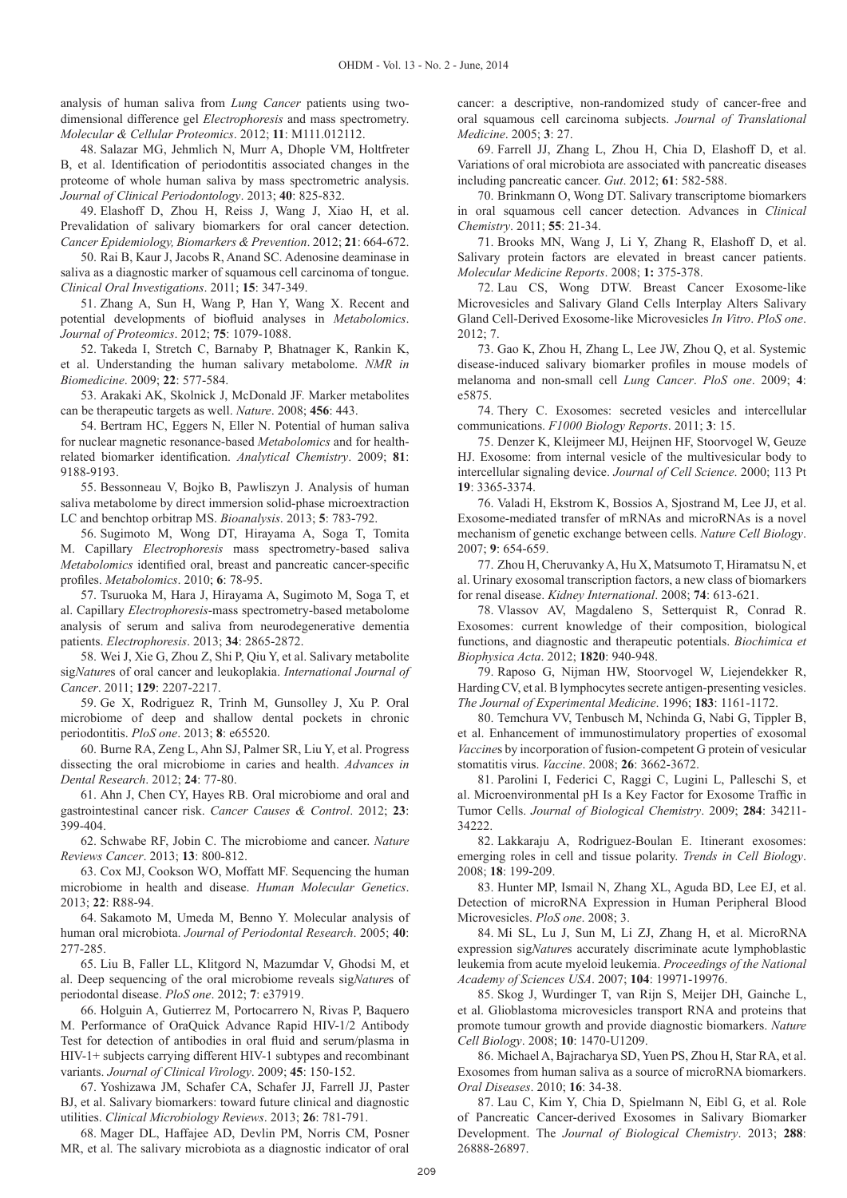analysis of human saliva from *Lung Cancer* patients using two-dimensional difference gel *Electrophoresis* and mass spectrometry. *Molecular & Cellular Proteomics*. 2012; **11**: M111.012112.

48. Salazar MG, Jehmlich N, Murr A, Dhople VM, Holtfreter B, et al. Identification of periodontitis associated changes in the proteome of whole human saliva by mass spectrometric analysis. *Journal of Clinical Periodontology*. 2013; **40**: 825-832.

49. Elashoff D, Zhou H, Reiss J, Wang J, Xiao H, et al. Prevalidation of salivary biomarkers for oral cancer detection. *Cancer Epidemiology, Biomarkers & Prevention*. 2012; **21**: 664-672.

50. Rai B, Kaur J, Jacobs R, Anand SC. Adenosine deaminase in saliva as a diagnostic marker of squamous cell carcinoma of tongue. *Clinical Oral Investigations*. 2011; **15**: 347-349.

51. Zhang A, Sun H, Wang P, Han Y, Wang X. Recent and potential developments of biofluid analyses in *Metabolomics*. *Journal of Proteomics*. 2012; **75**: 1079-1088.

52. Takeda I, Stretch C, Barnaby P, Bhatnager K, Rankin K, et al. Understanding the human salivary metabolome. *NMR in Biomedicine*. 2009; **22**: 577-584.

53. Arakaki AK, Skolnick J, McDonald JF. Marker metabolites can be therapeutic targets as well. *Nature*. 2008; **456**: 443.

54. Bertram HC, Eggers N, Eller N. Potential of human saliva for nuclear magnetic resonance-based *Metabolomics* and for health-related biomarker identification. *Analytical Chemistry*. 2009; **81**: 9188-9193.

55. Bessonneau V, Bojko B, Pawliszyn J. Analysis of human saliva metabolome by direct immersion solid-phase microextraction LC and benchtop orbitrap MS. *Bioanalysis*. 2013; **5**: 783-792.

56. Sugimoto M, Wong DT, Hirayama A, Soga T, Tomita M. Capillary *Electrophoresis* mass spectrometry-based saliva *Metabolomics* identified oral, breast and pancreatic cancer-specific profiles. *Metabolomics*. 2010; **6**: 78-95.

57. Tsuruoka M, Hara J, Hirayama A, Sugimoto M, Soga T, et al. Capillary *Electrophoresis*-mass spectrometry-based metabolome analysis of serum and saliva from neurodegenerative dementia patients. *Electrophoresis*. 2013; **34**: 2865-2872.

58. Wei J, Xie G, Zhou Z, Shi P, Qiu Y, et al. Salivary metabolite sig*Nature*s of oral cancer and leukoplakia. *International Journal of Cancer*. 2011; **129**: 2207-2217.

59. Ge X, Rodriguez R, Trinh M, Gunsolley J, Xu P. Oral microbiome of deep and shallow dental pockets in chronic periodontitis. *PloS one*. 2013; **8**: e65520.

60. Burne RA, Zeng L, Ahn SJ, Palmer SR, Liu Y, et al. Progress dissecting the oral microbiome in caries and health. *Advances in Dental Research*. 2012; **24**: 77-80.

61. Ahn J, Chen CY, Hayes RB. Oral microbiome and oral and gastrointestinal cancer risk. *Cancer Causes & Control*. 2012; **23**: 399-404.

62. Schwabe RF, Jobin C. The microbiome and cancer. *Nature Reviews Cancer*. 2013; **13**: 800-812.

63. Cox MJ, Cookson WO, Moffatt MF. Sequencing the human microbiome in health and disease. *Human Molecular Genetics*. 2013; **22**: R88-94.

64. Sakamoto M, Umeda M, Benno Y. Molecular analysis of human oral microbiota. *Journal of Periodontal Research*. 2005; **40**: 277-285.

65. Liu B, Faller LL, Klitgord N, Mazumdar V, Ghodsi M, et al. Deep sequencing of the oral microbiome reveals sig*Nature*s of periodontal disease. *PloS one*. 2012; **7**: e37919.

66. Holguin A, Gutierrez M, Portocarrero N, Rivas P, Baquero M. Performance of OraQuick Advance Rapid HIV-1/2 Antibody Test for detection of antibodies in oral fluid and serum/plasma in HIV-1+ subjects carrying different HIV-1 subtypes and recombinant variants. *Journal of Clinical Virology*. 2009; **45**: 150-152.

67. Yoshizawa JM, Schafer CA, Schafer JJ, Farrell JJ, Paster BJ, et al. Salivary biomarkers: toward future clinical and diagnostic utilities. *Clinical Microbiology Reviews*. 2013; **26**: 781-791.

68. Mager DL, Haffajee AD, Devlin PM, Norris CM, Posner MR, et al. The salivary microbiota as a diagnostic indicator of oral cancer: a descriptive, non-randomized study of cancer-free and oral squamous cell carcinoma subjects. *Journal of Translational Medicine*. 2005; **3**: 27.

69. Farrell JJ, Zhang L, Zhou H, Chia D, Elashoff D, et al. Variations of oral microbiota are associated with pancreatic diseases including pancreatic cancer. *Gut*. 2012; **61**: 582-588.

70. Brinkmann O, Wong DT. Salivary transcriptome biomarkers in oral squamous cell cancer detection. Advances in *Clinical Chemistry*. 2011; **55**: 21-34.

71. Brooks MN, Wang J, Li Y, Zhang R, Elashoff D, et al. Salivary protein factors are elevated in breast cancer patients. *Molecular Medicine Reports*. 2008; **1:** 375-378.

72. Lau CS, Wong DTW. Breast Cancer Exosome-like Microvesicles and Salivary Gland Cells Interplay Alters Salivary Gland Cell-Derived Exosome-like Microvesicles *In Vitro*. *PloS one*. 2012; 7.

73. Gao K, Zhou H, Zhang L, Lee JW, Zhou Q, et al. Systemic disease-induced salivary biomarker profiles in mouse models of melanoma and non-small cell *Lung Cancer*. *PloS one*. 2009; **4**: e5875.

74. Thery C. Exosomes: secreted vesicles and intercellular communications. *F1000 Biology Reports*. 2011; **3**: 15.

75. Denzer K, Kleijmeer MJ, Heijnen HF, Stoorvogel W, Geuze HJ. Exosome: from internal vesicle of the multivesicular body to intercellular signaling device. *Journal of Cell Science*. 2000; 113 Pt **19**: 3365-3374.

76. Valadi H, Ekstrom K, Bossios A, Sjostrand M, Lee JJ, et al. Exosome-mediated transfer of mRNAs and microRNAs is a novel mechanism of genetic exchange between cells. *Nature Cell Biology*. 2007; **9**: 654-659.

77. Zhou H, Cheruvanky A, Hu X, Matsumoto T, Hiramatsu N, et al. Urinary exosomal transcription factors, a new class of biomarkers for renal disease. *Kidney International*. 2008; **74**: 613-621.

78. Vlassov AV, Magdaleno S, Setterquist R, Conrad R. Exosomes: current knowledge of their composition, biological functions, and diagnostic and therapeutic potentials. *Biochimica et Biophysica Acta*. 2012; **1820**: 940-948.

79. Raposo G, Nijman HW, Stoorvogel W, Liejendekker R, Harding CV, et al. B lymphocytes secrete antigen-presenting vesicles. *The Journal of Experimental Medicine*. 1996; **183**: 1161-1172.

80. Temchura VV, Tenbusch M, Nchinda G, Nabi G, Tippler B, et al. Enhancement of immunostimulatory properties of exosomal *Vaccine*s by incorporation of fusion-competent G protein of vesicular stomatitis virus. *Vaccine*. 2008; **26**: 3662-3672.

81. Parolini I, Federici C, Raggi C, Lugini L, Palleschi S, et al. Microenvironmental pH Is a Key Factor for Exosome Traffic in Tumor Cells. *Journal of Biological Chemistry*. 2009; **284**: 34211-34222.

82. Lakkaraju A, Rodriguez-Boulan E. Itinerant exosomes: emerging roles in cell and tissue polarity. *Trends in Cell Biology*. 2008; **18**: 199-209.

83. Hunter MP, Ismail N, Zhang XL, Aguda BD, Lee EJ, et al. Detection of microRNA Expression in Human Peripheral Blood Microvesicles. *PloS one*. 2008; 3.

84. Mi SL, Lu J, Sun M, Li ZJ, Zhang H, et al. MicroRNA expression sig*Nature*s accurately discriminate acute lymphoblastic leukemia from acute myeloid leukemia. *Proceedings of the National Academy of Sciences USA*. 2007; **104**: 19971-19976.

85. Skog J, Wurdinger T, van Rijn S, Meijer DH, Gainche L, et al. Glioblastoma microvesicles transport RNA and proteins that promote tumour growth and provide diagnostic biomarkers. *Nature Cell Biology*. 2008; **10**: 1470-U1209.

86. Michael A, Bajracharya SD, Yuen PS, Zhou H, Star RA, et al. Exosomes from human saliva as a source of microRNA biomarkers. *Oral Diseases*. 2010; **16**: 34-38.

87. Lau C, Kim Y, Chia D, Spielmann N, Eibl G, et al. Role of Pancreatic Cancer-derived Exosomes in Salivary Biomarker Development. The *Journal of Biological Chemistry*. 2013; **288**: 26888-26897.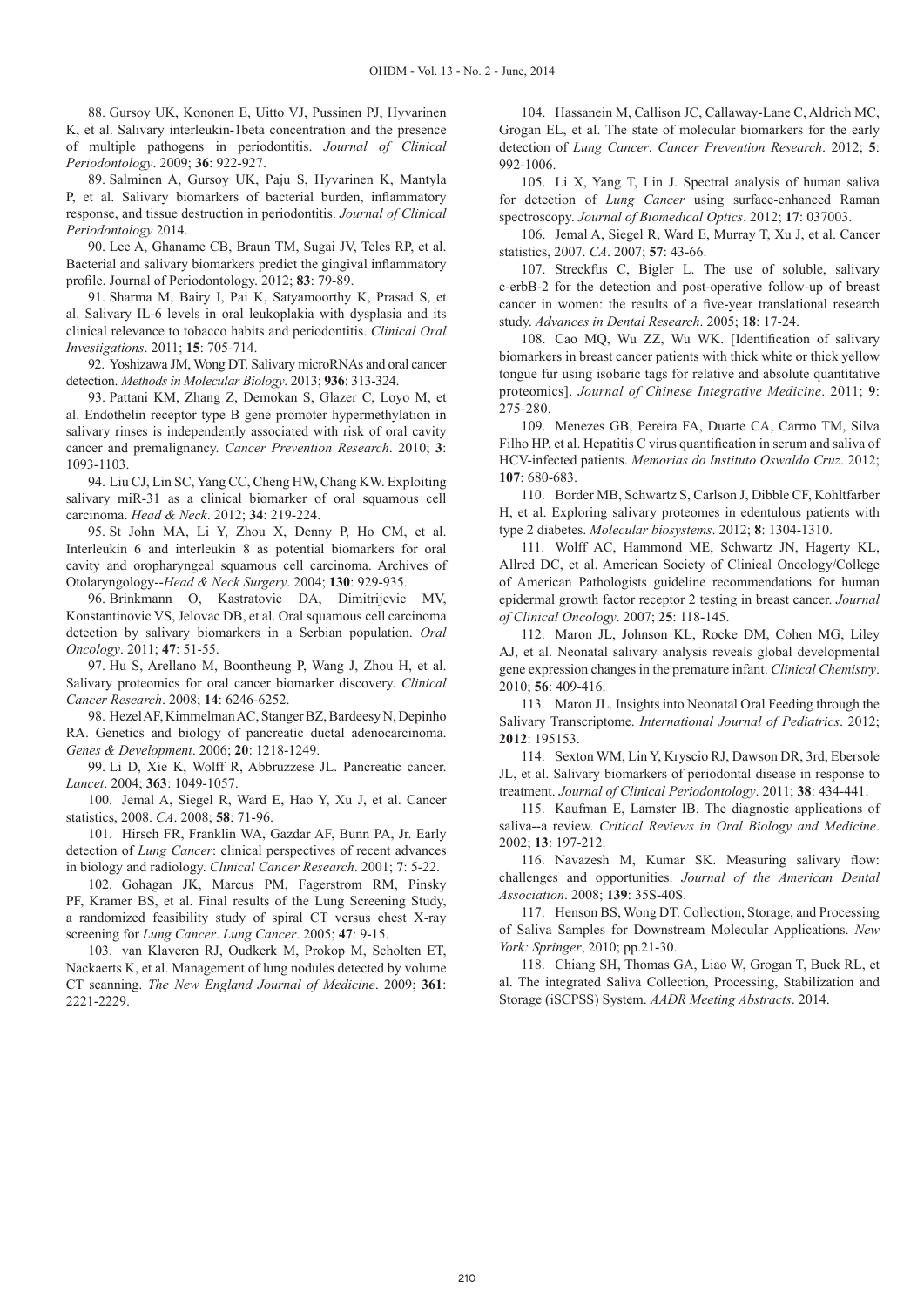88. Gursoy UK, Kononen E, Uitto VJ, Pussinen PJ, Hyvarinen K, et al. Salivary interleukin-1beta concentration and the presence of multiple pathogens in periodontitis. *Journal of Clinical Periodontology*. 2009; **36**: 922-927.

89. Salminen A, Gursoy UK, Paju S, Hyvarinen K, Mantyla P, et al. Salivary biomarkers of bacterial burden, inflammatory response, and tissue destruction in periodontitis. *Journal of Clinical Periodontology* 2014.

90. Lee A, Ghaname CB, Braun TM, Sugai JV, Teles RP, et al. Bacterial and salivary biomarkers predict the gingival inflammatory profile. Journal of Periodontology. 2012; **83**: 79-89.

91. Sharma M, Bairy I, Pai K, Satyamoorthy K, Prasad S, et al. Salivary IL-6 levels in oral leukoplakia with dysplasia and its clinical relevance to tobacco habits and periodontitis. *Clinical Oral Investigations*. 2011; **15**: 705-714.

92. Yoshizawa JM, Wong DT. Salivary microRNAs and oral cancer detection. *Methods in Molecular Biology*. 2013; **936**: 313-324.

93. Pattani KM, Zhang Z, Demokan S, Glazer C, Loyo M, et al. Endothelin receptor type B gene promoter hypermethylation in salivary rinses is independently associated with risk of oral cavity cancer and premalignancy. *Cancer Prevention Research*. 2010; **3**: 1093-1103.

94. Liu CJ, Lin SC, Yang CC, Cheng HW, Chang KW. Exploiting salivary miR-31 as a clinical biomarker of oral squamous cell carcinoma. *Head & Neck*. 2012; **34**: 219-224.

95. St John MA, Li Y, Zhou X, Denny P, Ho CM, et al. Interleukin 6 and interleukin 8 as potential biomarkers for oral cavity and oropharyngeal squamous cell carcinoma. Archives of Otolaryngology--*Head & Neck Surgery*. 2004; **130**: 929-935.

96. Brinkmann O, Kastratovic DA, Dimitrijevic MV, Konstantinovic VS, Jelovac DB, et al. Oral squamous cell carcinoma detection by salivary biomarkers in a Serbian population. *Oral Oncology*. 2011; **47**: 51-55.

97. Hu S, Arellano M, Boontheung P, Wang J, Zhou H, et al. Salivary proteomics for oral cancer biomarker discovery. *Clinical Cancer Research*. 2008; **14**: 6246-6252.

98. Hezel AF, Kimmelman AC, Stanger BZ, Bardeesy N, Depinho RA. Genetics and biology of pancreatic ductal adenocarcinoma. *Genes & Development*. 2006; **20**: 1218-1249.

99. Li D, Xie K, Wolff R, Abbruzzese JL. Pancreatic cancer. *Lancet*. 2004; **363**: 1049-1057.

100. Jemal A, Siegel R, Ward E, Hao Y, Xu J, et al. Cancer statistics, 2008. *CA*. 2008; **58**: 71-96.

101. Hirsch FR, Franklin WA, Gazdar AF, Bunn PA, Jr. Early detection of *Lung Cancer*: clinical perspectives of recent advances in biology and radiology. *Clinical Cancer Research*. 2001; **7**: 5-22.

102. Gohagan JK, Marcus PM, Fagerstrom RM, Pinsky PF, Kramer BS, et al. Final results of the Lung Screening Study, a randomized feasibility study of spiral CT versus chest X-ray screening for *Lung Cancer*. *Lung Cancer*. 2005; **47**: 9-15.

103. van Klaveren RJ, Oudkerk M, Prokop M, Scholten ET, Nackaerts K, et al. Management of lung nodules detected by volume CT scanning. *The New England Journal of Medicine*. 2009; **361**: 2221-2229.

104. Hassanein M, Callison JC, Callaway-Lane C, Aldrich MC, Grogan EL, et al. The state of molecular biomarkers for the early detection of *Lung Cancer*. *Cancer Prevention Research*. 2012; **5**: 992-1006.

105. Li X, Yang T, Lin J. Spectral analysis of human saliva for detection of *Lung Cancer* using surface-enhanced Raman spectroscopy. *Journal of Biomedical Optics*. 2012; **17**: 037003.

106. Jemal A, Siegel R, Ward E, Murray T, Xu J, et al. Cancer statistics, 2007. *CA*. 2007; **57**: 43-66.

107. Streckfus C, Bigler L. The use of soluble, salivary c-erbB-2 for the detection and post-operative follow-up of breast cancer in women: the results of a five-year translational research study. *Advances in Dental Research*. 2005; **18**: 17-24.

108. Cao MQ, Wu ZZ, Wu WK. [Identification of salivary biomarkers in breast cancer patients with thick white or thick yellow tongue fur using isobaric tags for relative and absolute quantitative proteomics]. *Journal of Chinese Integrative Medicine*. 2011; **9**: 275-280.

109. Menezes GB, Pereira FA, Duarte CA, Carmo TM, Silva Filho HP, et al. Hepatitis C virus quantification in serum and saliva of HCV-infected patients. *Memorias do Instituto Oswaldo Cruz*. 2012; **107**: 680-683.

110. Border MB, Schwartz S, Carlson J, Dibble CF, Kohltfarber H, et al. Exploring salivary proteomes in edentulous patients with type 2 diabetes. *Molecular biosystems*. 2012; **8**: 1304-1310.

111. Wolff AC, Hammond ME, Schwartz JN, Hagerty KL, Allred DC, et al. American Society of Clinical Oncology/College of American Pathologists guideline recommendations for human epidermal growth factor receptor 2 testing in breast cancer. *Journal of Clinical Oncology*. 2007; **25**: 118-145.

112. Maron JL, Johnson KL, Rocke DM, Cohen MG, Liley AJ, et al. Neonatal salivary analysis reveals global developmental gene expression changes in the premature infant. *Clinical Chemistry*. 2010; **56**: 409-416.

113. Maron JL. Insights into Neonatal Oral Feeding through the Salivary Transcriptome. *International Journal of Pediatrics*. 2012; **2012**: 195153.

114. Sexton WM, Lin Y, Kryscio RJ, Dawson DR, 3rd, Ebersole JL, et al. Salivary biomarkers of periodontal disease in response to treatment. *Journal of Clinical Periodontology*. 2011; **38**: 434-441.

115. Kaufman E, Lamster IB. The diagnostic applications of saliva--a review. *Critical Reviews in Oral Biology and Medicine*. 2002; **13**: 197-212.

116. Navazesh M, Kumar SK. Measuring salivary flow: challenges and opportunities. *Journal of the American Dental Association*. 2008; **139**: 35S-40S.

117. Henson BS, Wong DT. Collection, Storage, and Processing of Saliva Samples for Downstream Molecular Applications. *New York: Springer*, 2010; pp.21-30.

118. Chiang SH, Thomas GA, Liao W, Grogan T, Buck RL, et al. The integrated Saliva Collection, Processing, Stabilization and Storage (iSCPSS) System. *AADR Meeting Abstracts*. 2014.